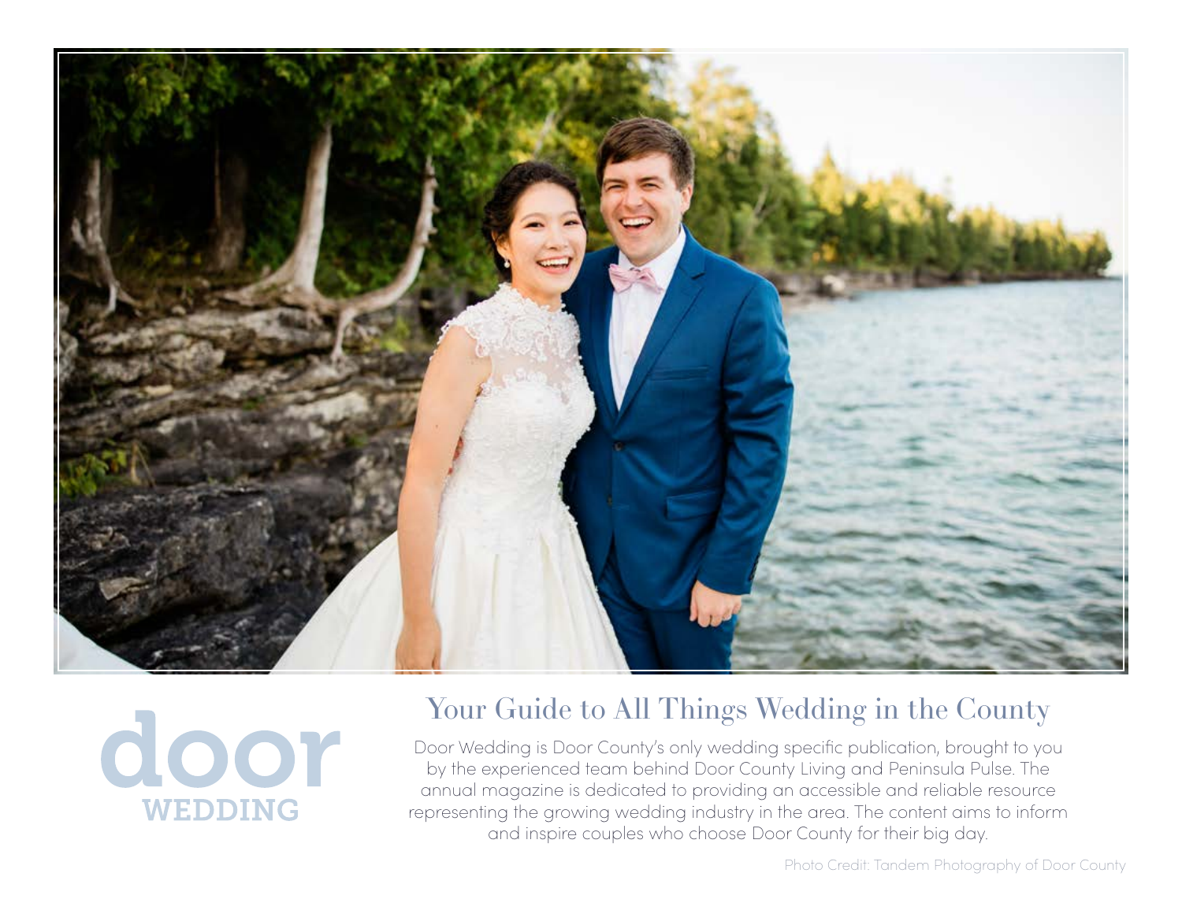door
WEDDING

## Your Guide to All Things Wedding in the County

Door Wedding is Door County's only wedding specific publication, brought to you by the experienced team behind Door County Living and Peninsula Pulse. The annual magazine is dedicated to providing an accessible and reliable resource representing the growing wedding industry in the area. The content aims to inform and inspire couples who choose Door County for their big day.

Photo Credit: Tandem Photography of Door County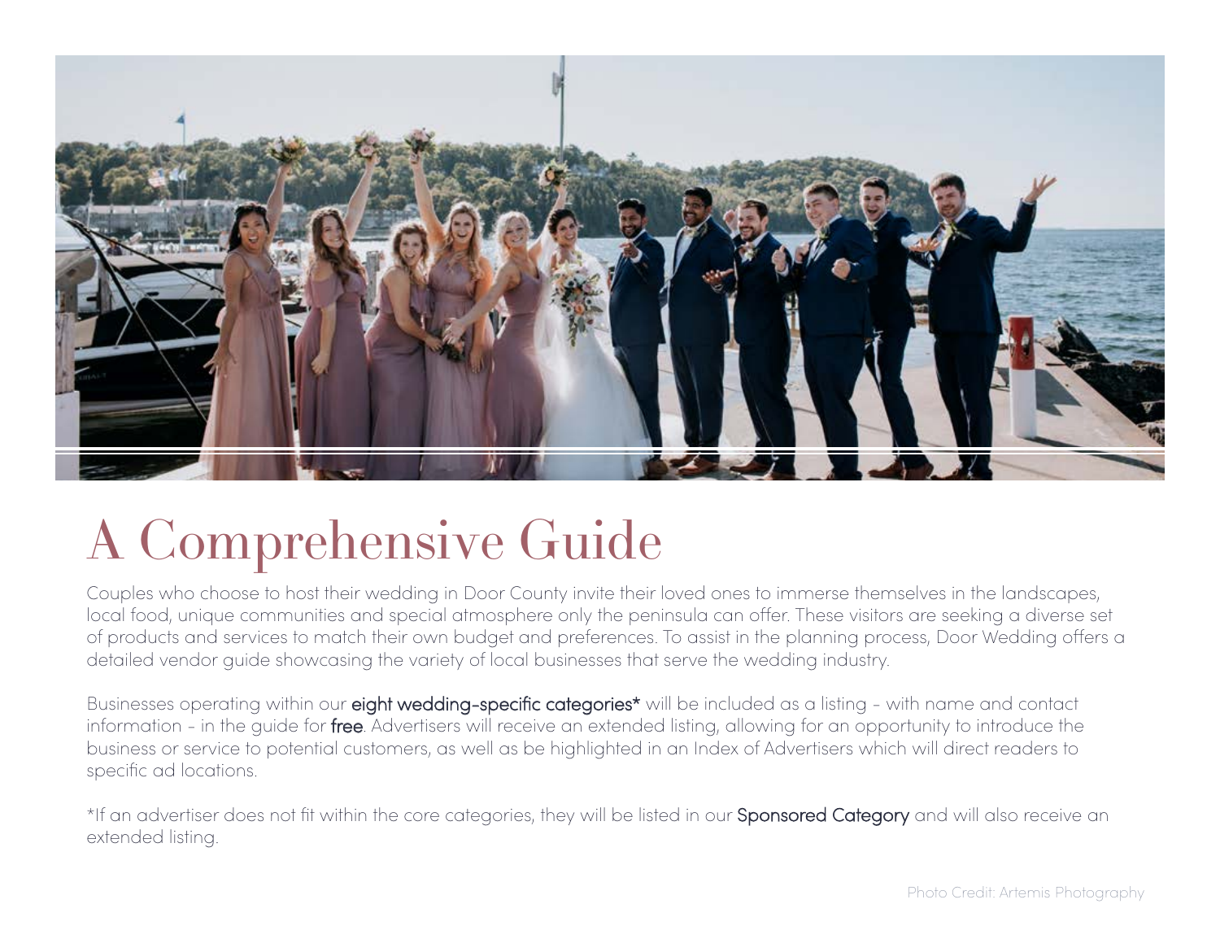# A Comprehensive Guide

Couples who choose to host their wedding in Door County invite their loved ones to immerse themselves in the landscapes, local food, unique communities and special atmosphere only the peninsula can offer. These visitors are seeking a diverse set of products and services to match their own budget and preferences. To assist in the planning process, Door Wedding offers a detailed vendor guide showcasing the variety of local businesses that serve the wedding industry.

Businesses operating within our **eight wedding-specific categories*** will be included as a listing - with name and contact information - in the guide for **free**. Advertisers will receive an extended listing, allowing for an opportunity to introduce the business or service to potential customers, as well as be highlighted in an Index of Advertisers which will direct readers to specific ad locations.

*If an advertiser does not fit within the core categories, they will be listed in our **Sponsored Category** and will also receive an extended listing.

Photo Credit: Artemis Photography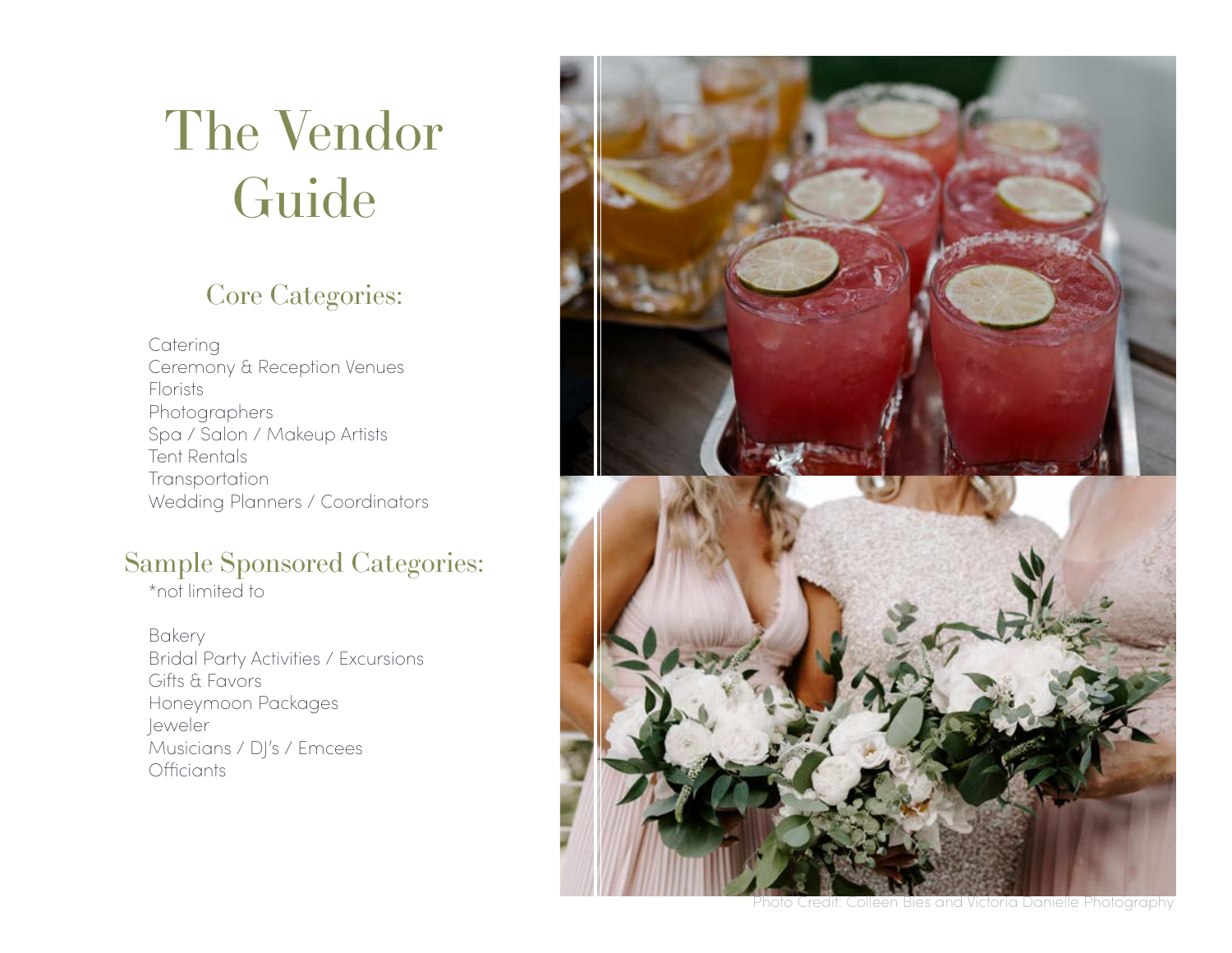# The Vendor Guide

## Core Categories:

- Catering
- Ceremony & Reception Venues
- Florists
- Photographers
- Spa / Salon / Makeup Artists
- Tent Rentals
- Transportation
- Wedding Planners / Coordinators

## Sample Sponsored Categories:

*not limited to

- Bakery
- Bridal Party Activities / Excursions
- Gifts & Favors
- Honeymoon Packages
- Jeweler
- Musicians / DJ's / Emcees
- Officiants

Photo Credit: Colleen Bies and Victoria Danielle Photography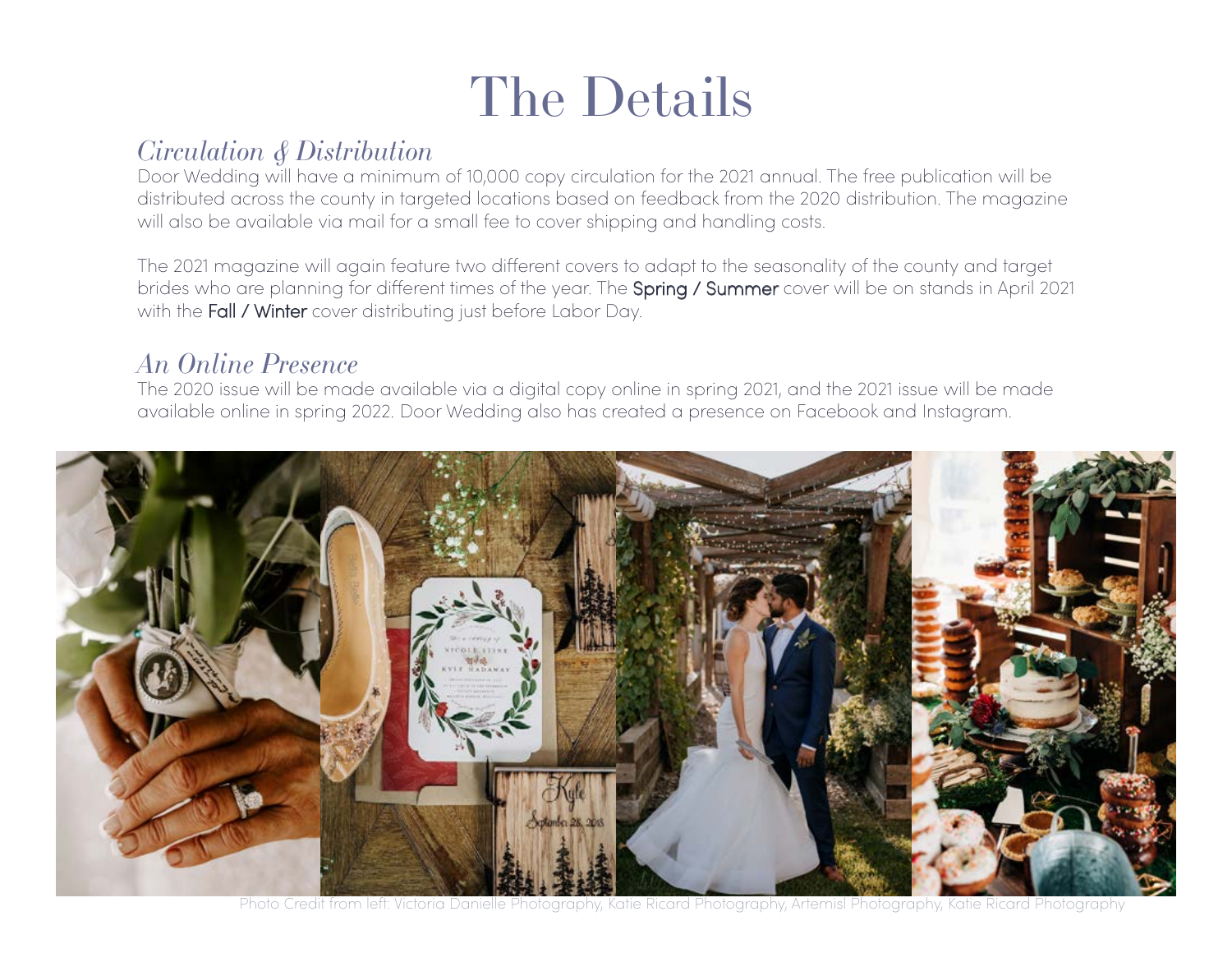# The Details

## *Circulation & Distribution*

Door Wedding will have a minimum of 10,000 copy circulation for the 2021 annual. The free publication will be distributed across the county in targeted locations based on feedback from the 2020 distribution. The magazine will also be available via mail for a small fee to cover shipping and handling costs.

The 2021 magazine will again feature two different covers to adapt to the seasonality of the county and target brides who are planning for different times of the year. The Spring / Summer cover will be on stands in April 2021 with the Fall / Winter cover distributing just before Labor Day.

## *An Online Presence*

The 2020 issue will be made available via a digital copy online in spring 2021, and the 2021 issue will be made available online in spring 2022. Door Wedding also has created a presence on Facebook and Instagram.

Photo Credit from left: Victoria Danielle Photography, Katie Ricard Photography, Artemisl Photography, Katie Ricard Photography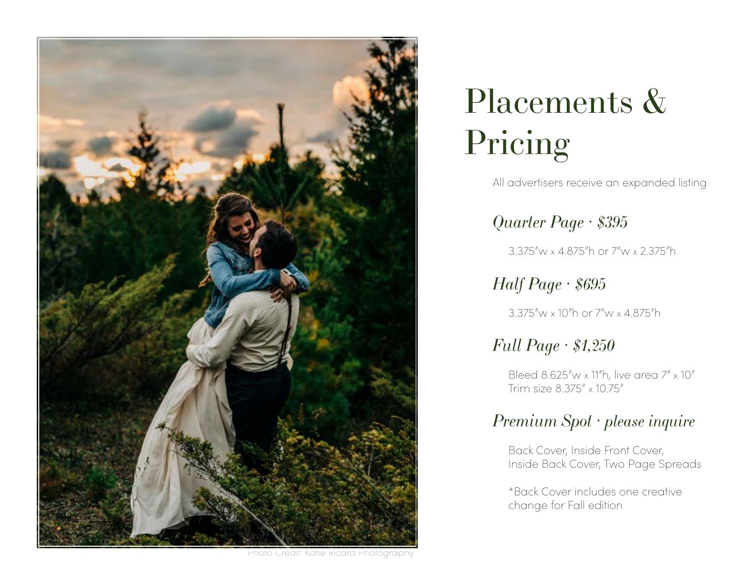Photo Credit: Katie Ricard Photography

# Placements & Pricing

All advertisers receive an expanded listing

## *Quarter Page · $395*

3.375″w x 4.875″h or 7″w x 2.375″h

## *Half Page · $695*

3.375″w x 10″h or 7″w x 4.875″h

## *Full Page · $1,250*

Bleed 8.625″w x 11″h, live area 7″ x 10″
Trim size 8.375″ x 10.75″

## *Premium Spot · please inquire*

Back Cover, Inside Front Cover,
Inside Back Cover, Two Page Spreads

*Back Cover includes one creative change for Fall edition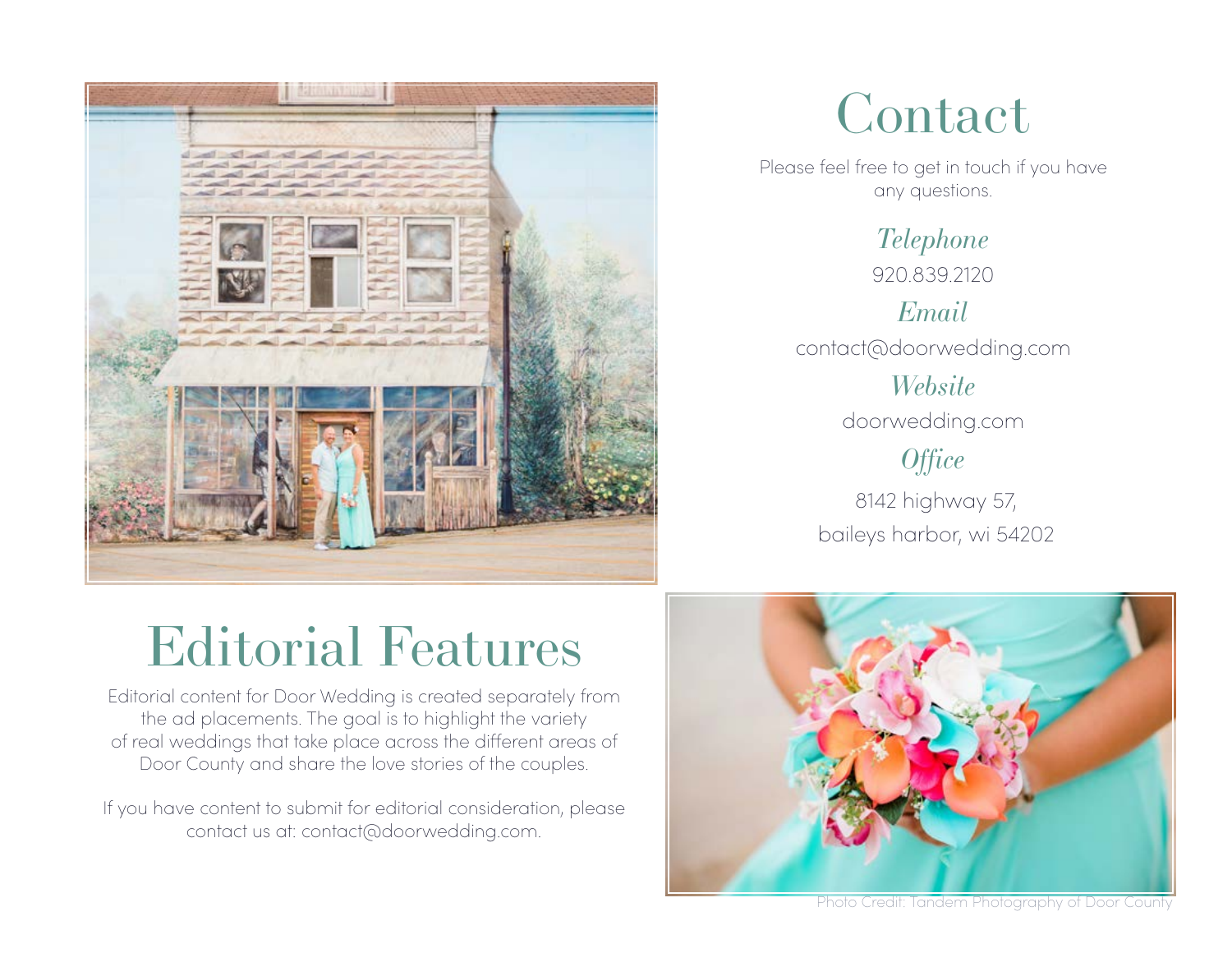# Contact

Please feel free to get in touch if you have any questions.

*Telephone*

920.839.2120

*Email*

contact@doorwedding.com

*Website*

doorwedding.com

*Office*

8142 highway 57,
baileys harbor, wi 54202

# Editorial Features

Editorial content for Door Wedding is created separately from the ad placements. The goal is to highlight the variety of real weddings that take place across the different areas of Door County and share the love stories of the couples.

If you have content to submit for editorial consideration, please contact us at: contact@doorwedding.com.

Photo Credit: Tandem Photography of Door County